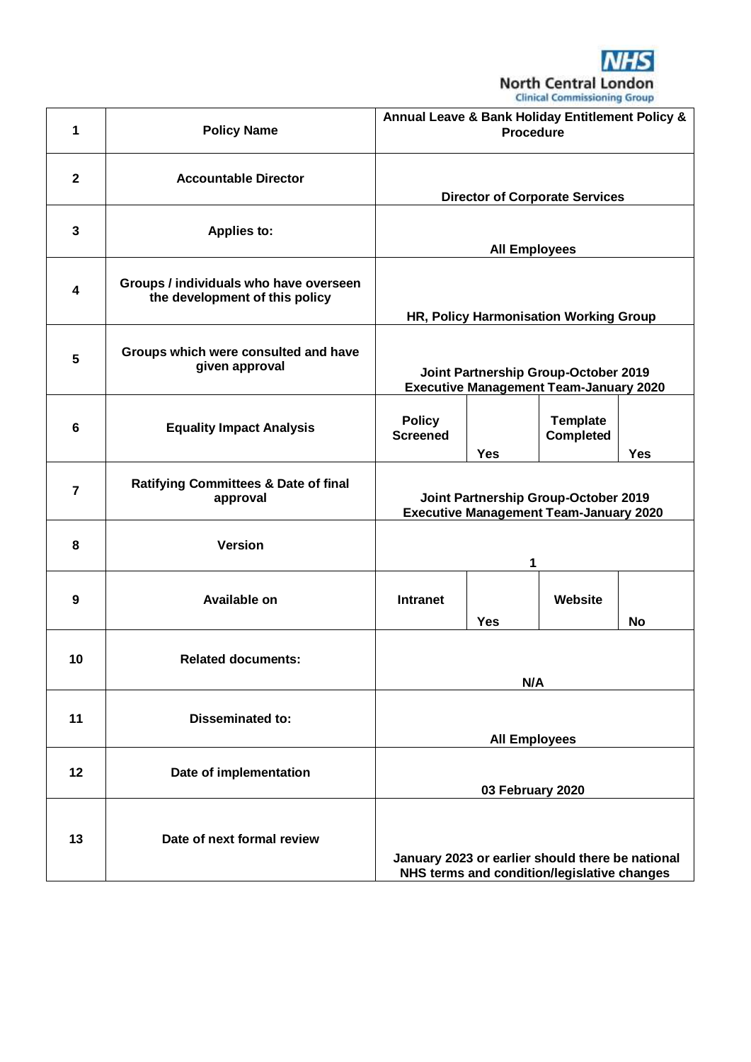NHS North Central London Clinical Commissioning Group

| | | | | | |
|---|---|---|---|---|---|
| **1** | **Policy Name** | **Annual Leave & Bank Holiday Entitlement Policy & Procedure** | | | |
| **2** | **Accountable Director** | **Director of Corporate Services** | | | |
| **3** | **Applies to:** | **All Employees** | | | |
| **4** | **Groups / individuals who have overseen the development of this policy** | **HR, Policy Harmonisation Working Group** | | | |
| **5** | **Groups which were consulted and have given approval** | **Joint Partnership Group-October 2019**<br>**Executive Management Team-January 2020** | | | |
| **6** | **Equality Impact Analysis** | **Policy Screened** | **Yes** | **Template Completed** | **Yes** |
| **7** | **Ratifying Committees & Date of final approval** | **Joint Partnership Group-October 2019**<br>**Executive Management Team-January 2020** | | | |
| **8** | **Version** | **1** | | | |
| **9** | **Available on** | **Intranet** | **Yes** | **Website** | **No** |
| **10** | **Related documents:** | **N/A** | | | |
| **11** | **Disseminated to:** | **All Employees** | | | |
| **12** | **Date of implementation** | **03 February 2020** | | | |
| **13** | **Date of next formal review** | **January 2023 or earlier should there be national NHS terms and condition/legislative changes** | | | |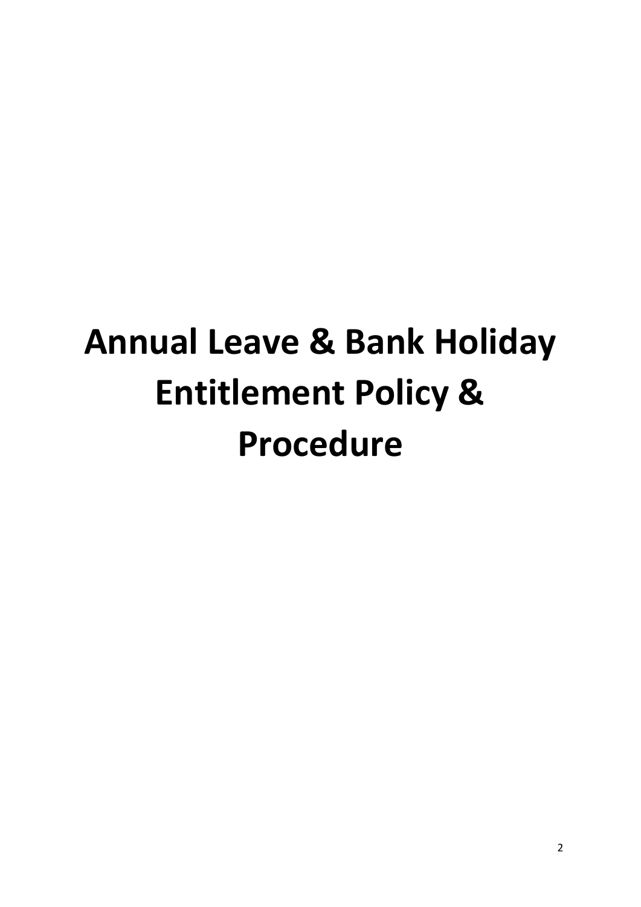# Annual Leave & Bank Holiday Entitlement Policy & Procedure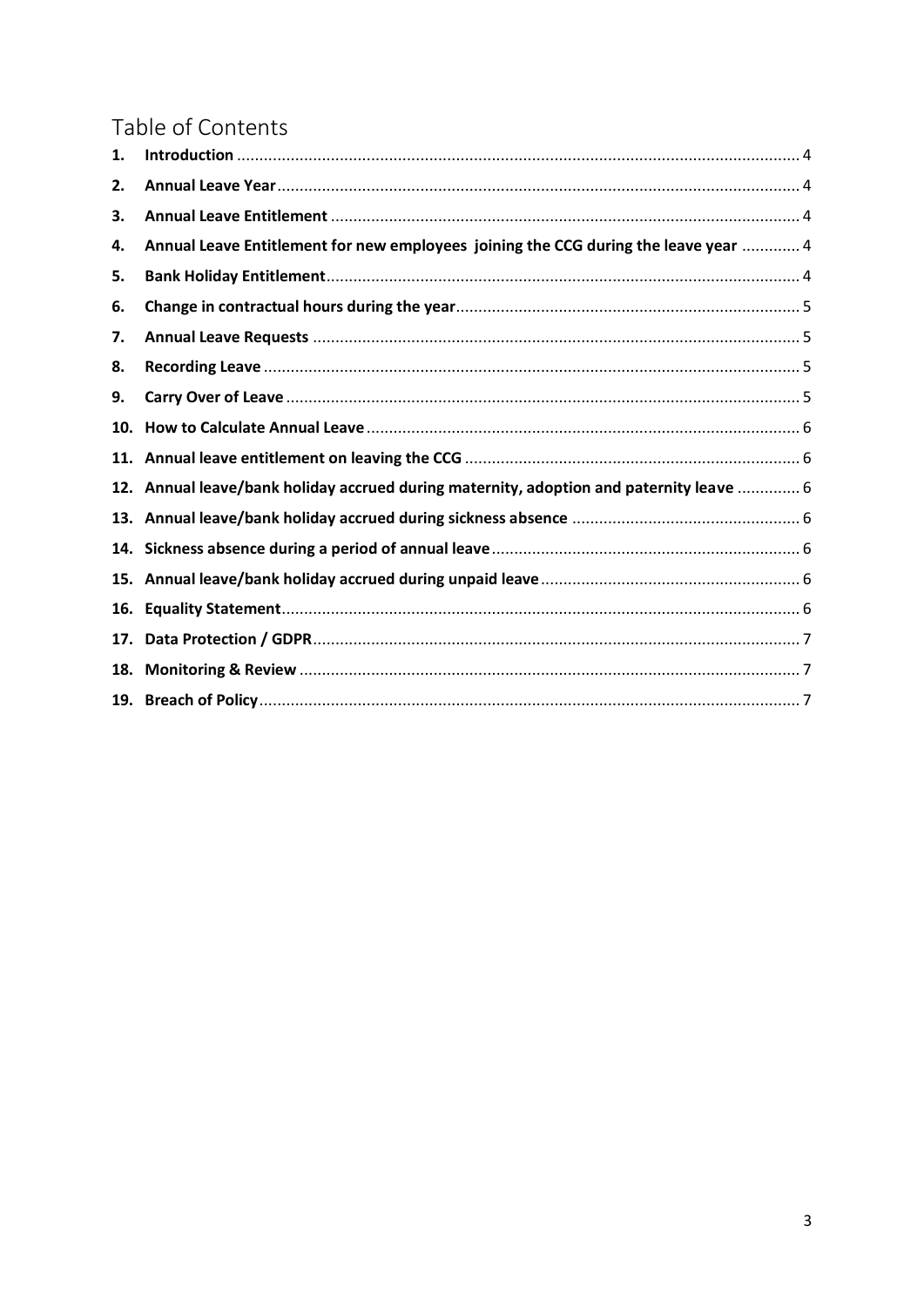# Table of Contents

1. **Introduction** ........ 4
2. **Annual Leave Year** ........ 4
3. **Annual Leave Entitlement** ........ 4
4. **Annual Leave Entitlement for new employees joining the CCG during the leave year** ........ 4
5. **Bank Holiday Entitlement** ........ 4
6. **Change in contractual hours during the year** ........ 5
7. **Annual Leave Requests** ........ 5
8. **Recording Leave** ........ 5
9. **Carry Over of Leave** ........ 5
10. **How to Calculate Annual Leave** ........ 6
11. **Annual leave entitlement on leaving the CCG** ........ 6
12. **Annual leave/bank holiday accrued during maternity, adoption and paternity leave** ........ 6
13. **Annual leave/bank holiday accrued during sickness absence** ........ 6
14. **Sickness absence during a period of annual leave** ........ 6
15. **Annual leave/bank holiday accrued during unpaid leave** ........ 6
16. **Equality Statement** ........ 6
17. **Data Protection / GDPR** ........ 7
18. **Monitoring & Review** ........ 7
19. **Breach of Policy** ........ 7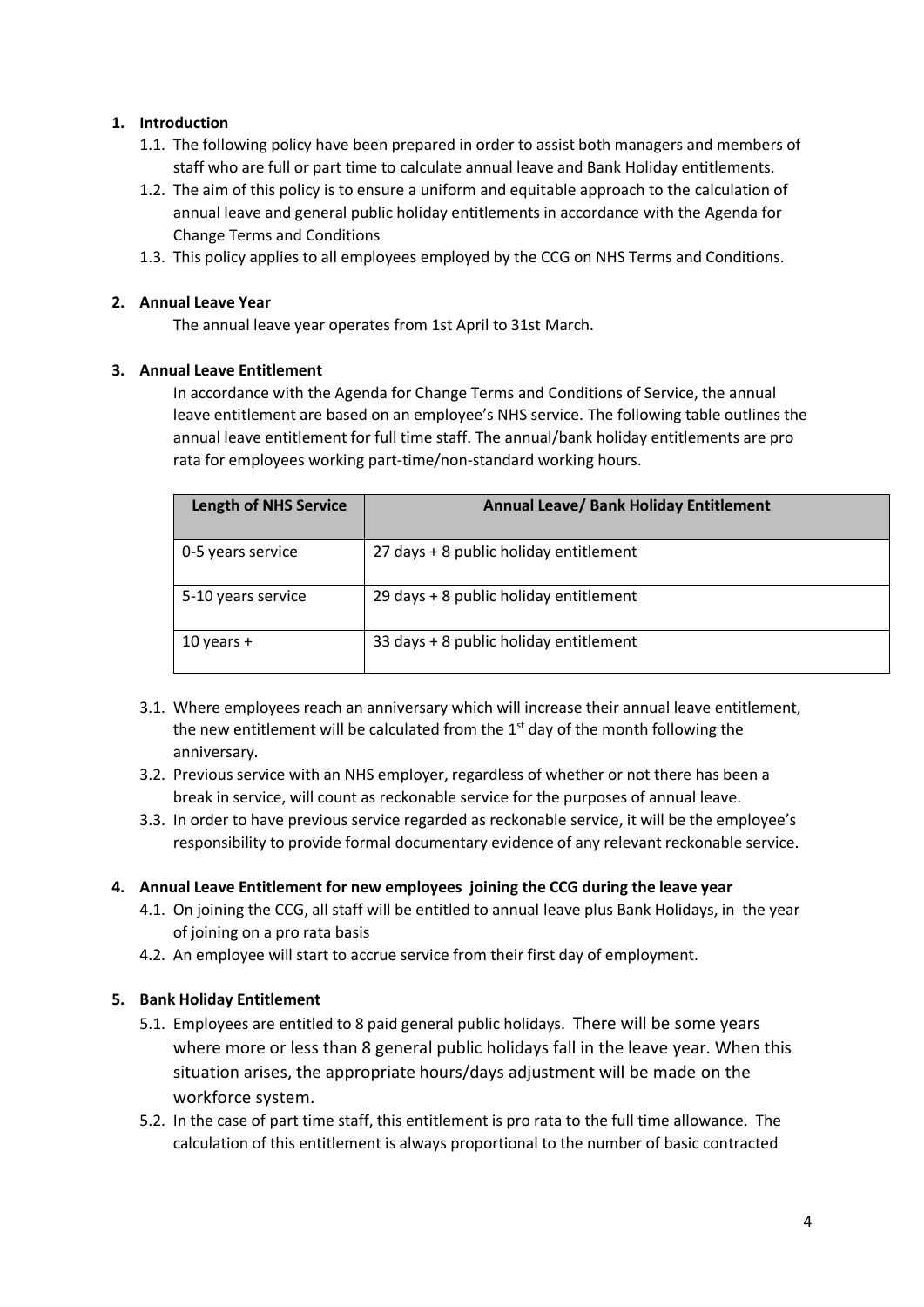## 1. Introduction

1.1. The following policy have been prepared in order to assist both managers and members of staff who are full or part time to calculate annual leave and Bank Holiday entitlements.

1.2. The aim of this policy is to ensure a uniform and equitable approach to the calculation of annual leave and general public holiday entitlements in accordance with the Agenda for Change Terms and Conditions

1.3. This policy applies to all employees employed by the CCG on NHS Terms and Conditions.

## 2. Annual Leave Year

The annual leave year operates from 1st April to 31st March.

## 3. Annual Leave Entitlement

In accordance with the Agenda for Change Terms and Conditions of Service, the annual leave entitlement are based on an employee's NHS service. The following table outlines the annual leave entitlement for full time staff. The annual/bank holiday entitlements are pro rata for employees working part-time/non-standard working hours.

| Length of NHS Service | Annual Leave/ Bank Holiday Entitlement |
|---|---|
| 0-5 years service | 27 days + 8 public holiday entitlement |
| 5-10 years service | 29 days + 8 public holiday entitlement |
| 10 years + | 33 days + 8 public holiday entitlement |

3.1. Where employees reach an anniversary which will increase their annual leave entitlement, the new entitlement will be calculated from the 1st day of the month following the anniversary.

3.2. Previous service with an NHS employer, regardless of whether or not there has been a break in service, will count as reckonable service for the purposes of annual leave.

3.3. In order to have previous service regarded as reckonable service, it will be the employee's responsibility to provide formal documentary evidence of any relevant reckonable service.

## 4. Annual Leave Entitlement for new employees joining the CCG during the leave year

4.1. On joining the CCG, all staff will be entitled to annual leave plus Bank Holidays, in the year of joining on a pro rata basis

4.2. An employee will start to accrue service from their first day of employment.

## 5. Bank Holiday Entitlement

5.1. Employees are entitled to 8 paid general public holidays. There will be some years where more or less than 8 general public holidays fall in the leave year. When this situation arises, the appropriate hours/days adjustment will be made on the workforce system.

5.2. In the case of part time staff, this entitlement is pro rata to the full time allowance. The calculation of this entitlement is always proportional to the number of basic contracted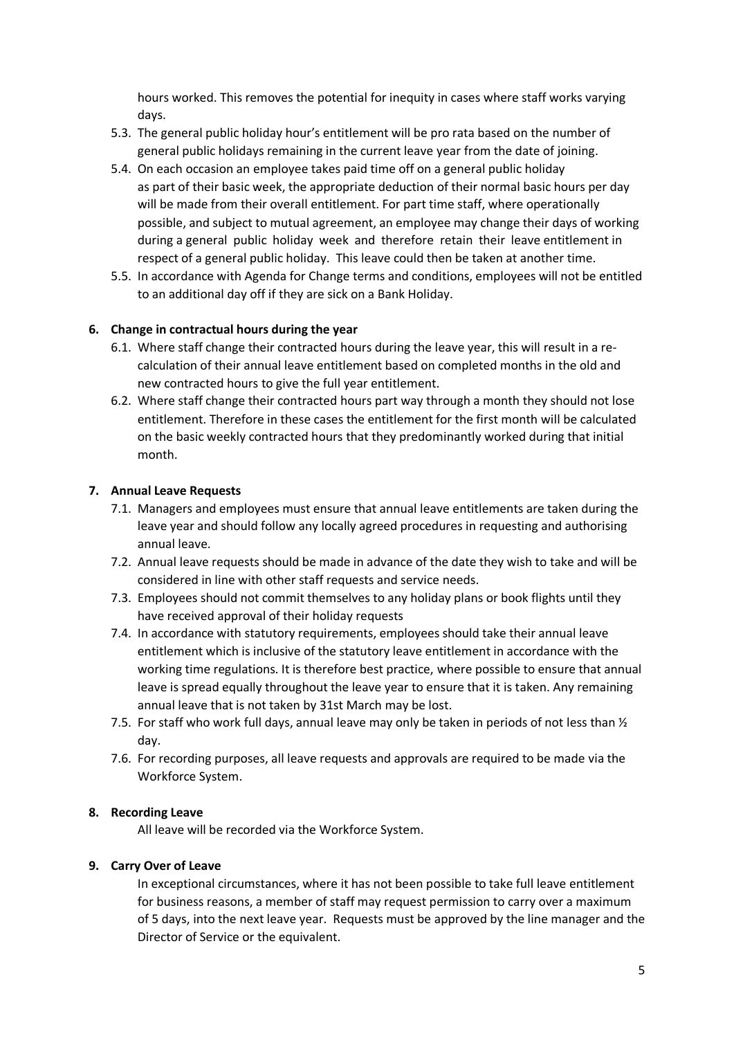hours worked. This removes the potential for inequity in cases where staff works varying days.

5.3. The general public holiday hour's entitlement will be pro rata based on the number of general public holidays remaining in the current leave year from the date of joining.

5.4. On each occasion an employee takes paid time off on a general public holiday as part of their basic week, the appropriate deduction of their normal basic hours per day will be made from their overall entitlement. For part time staff, where operationally possible, and subject to mutual agreement, an employee may change their days of working during a general public holiday week and therefore retain their leave entitlement in respect of a general public holiday. This leave could then be taken at another time.

5.5. In accordance with Agenda for Change terms and conditions, employees will not be entitled to an additional day off if they are sick on a Bank Holiday.

## 6. Change in contractual hours during the year

6.1. Where staff change their contracted hours during the leave year, this will result in a re-calculation of their annual leave entitlement based on completed months in the old and new contracted hours to give the full year entitlement.

6.2. Where staff change their contracted hours part way through a month they should not lose entitlement. Therefore in these cases the entitlement for the first month will be calculated on the basic weekly contracted hours that they predominantly worked during that initial month.

## 7. Annual Leave Requests

7.1. Managers and employees must ensure that annual leave entitlements are taken during the leave year and should follow any locally agreed procedures in requesting and authorising annual leave.

7.2. Annual leave requests should be made in advance of the date they wish to take and will be considered in line with other staff requests and service needs.

7.3. Employees should not commit themselves to any holiday plans or book flights until they have received approval of their holiday requests

7.4. In accordance with statutory requirements, employees should take their annual leave entitlement which is inclusive of the statutory leave entitlement in accordance with the working time regulations. It is therefore best practice, where possible to ensure that annual leave is spread equally throughout the leave year to ensure that it is taken. Any remaining annual leave that is not taken by 31st March may be lost.

7.5. For staff who work full days, annual leave may only be taken in periods of not less than ½ day.

7.6. For recording purposes, all leave requests and approvals are required to be made via the Workforce System.

## 8. Recording Leave

All leave will be recorded via the Workforce System.

## 9. Carry Over of Leave

In exceptional circumstances, where it has not been possible to take full leave entitlement for business reasons, a member of staff may request permission to carry over a maximum of 5 days, into the next leave year. Requests must be approved by the line manager and the Director of Service or the equivalent.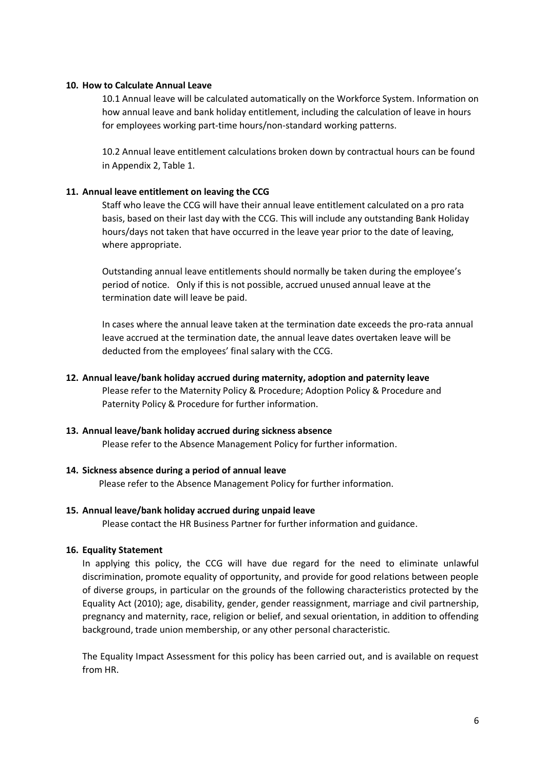## 10. How to Calculate Annual Leave

10.1 Annual leave will be calculated automatically on the Workforce System. Information on how annual leave and bank holiday entitlement, including the calculation of leave in hours for employees working part-time hours/non-standard working patterns.

10.2 Annual leave entitlement calculations broken down by contractual hours can be found in Appendix 2, Table 1.

## 11. Annual leave entitlement on leaving the CCG

Staff who leave the CCG will have their annual leave entitlement calculated on a pro rata basis, based on their last day with the CCG. This will include any outstanding Bank Holiday hours/days not taken that have occurred in the leave year prior to the date of leaving, where appropriate.

Outstanding annual leave entitlements should normally be taken during the employee's period of notice. Only if this is not possible, accrued unused annual leave at the termination date will leave be paid.

In cases where the annual leave taken at the termination date exceeds the pro-rata annual leave accrued at the termination date, the annual leave dates overtaken leave will be deducted from the employees' final salary with the CCG.

## 12. Annual leave/bank holiday accrued during maternity, adoption and paternity leave

Please refer to the Maternity Policy & Procedure; Adoption Policy & Procedure and Paternity Policy & Procedure for further information.

## 13. Annual leave/bank holiday accrued during sickness absence

Please refer to the Absence Management Policy for further information.

## 14. Sickness absence during a period of annual leave

Please refer to the Absence Management Policy for further information.

## 15. Annual leave/bank holiday accrued during unpaid leave

Please contact the HR Business Partner for further information and guidance.

## 16. Equality Statement

In applying this policy, the CCG will have due regard for the need to eliminate unlawful discrimination, promote equality of opportunity, and provide for good relations between people of diverse groups, in particular on the grounds of the following characteristics protected by the Equality Act (2010); age, disability, gender, gender reassignment, marriage and civil partnership, pregnancy and maternity, race, religion or belief, and sexual orientation, in addition to offending background, trade union membership, or any other personal characteristic.

The Equality Impact Assessment for this policy has been carried out, and is available on request from HR.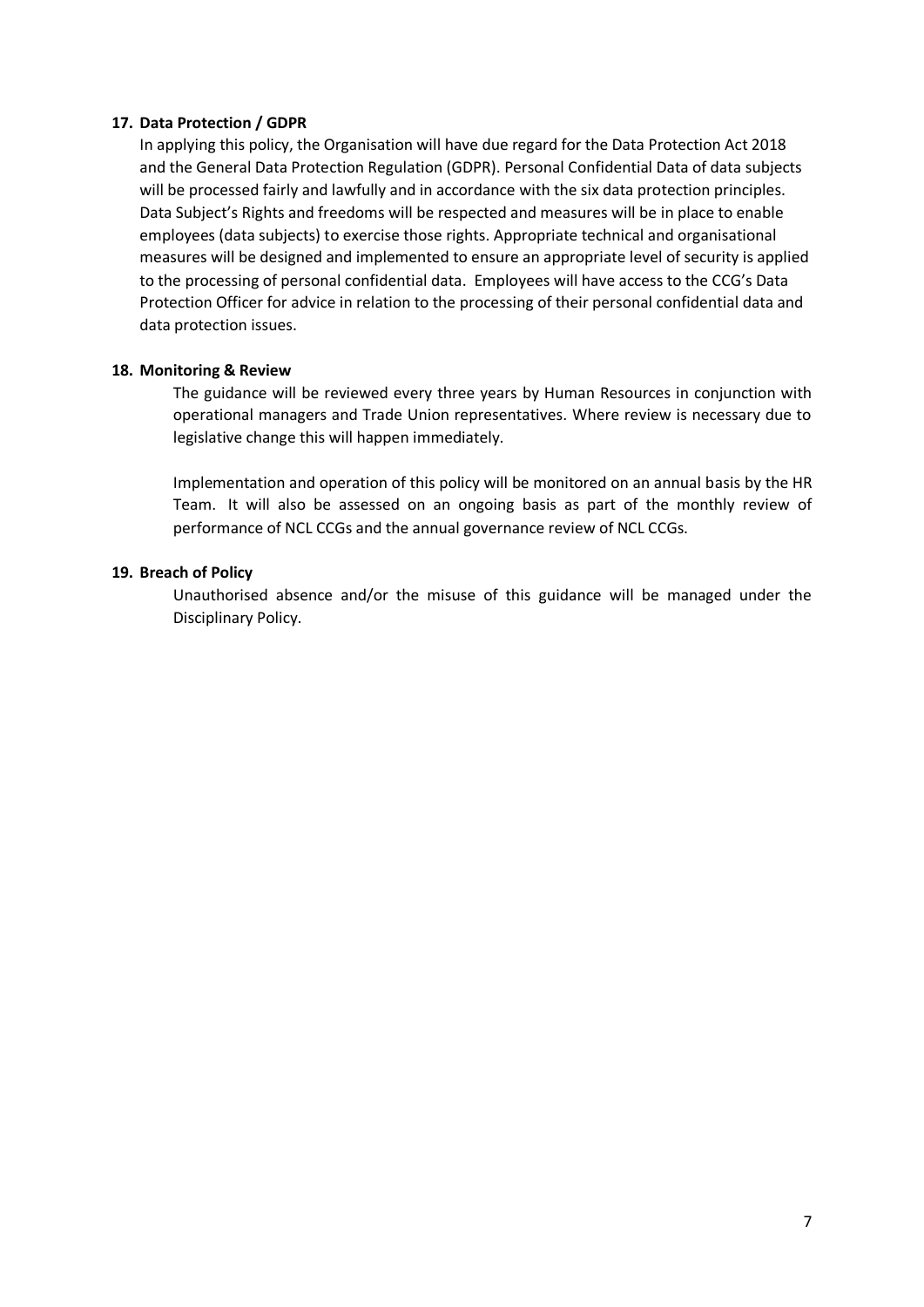## 17. Data Protection / GDPR

In applying this policy, the Organisation will have due regard for the Data Protection Act 2018 and the General Data Protection Regulation (GDPR). Personal Confidential Data of data subjects will be processed fairly and lawfully and in accordance with the six data protection principles. Data Subject's Rights and freedoms will be respected and measures will be in place to enable employees (data subjects) to exercise those rights. Appropriate technical and organisational measures will be designed and implemented to ensure an appropriate level of security is applied to the processing of personal confidential data. Employees will have access to the CCG's Data Protection Officer for advice in relation to the processing of their personal confidential data and data protection issues.

## 18. Monitoring & Review

The guidance will be reviewed every three years by Human Resources in conjunction with operational managers and Trade Union representatives. Where review is necessary due to legislative change this will happen immediately.

Implementation and operation of this policy will be monitored on an annual basis by the HR Team. It will also be assessed on an ongoing basis as part of the monthly review of performance of NCL CCGs and the annual governance review of NCL CCGs.

## 19. Breach of Policy

Unauthorised absence and/or the misuse of this guidance will be managed under the Disciplinary Policy.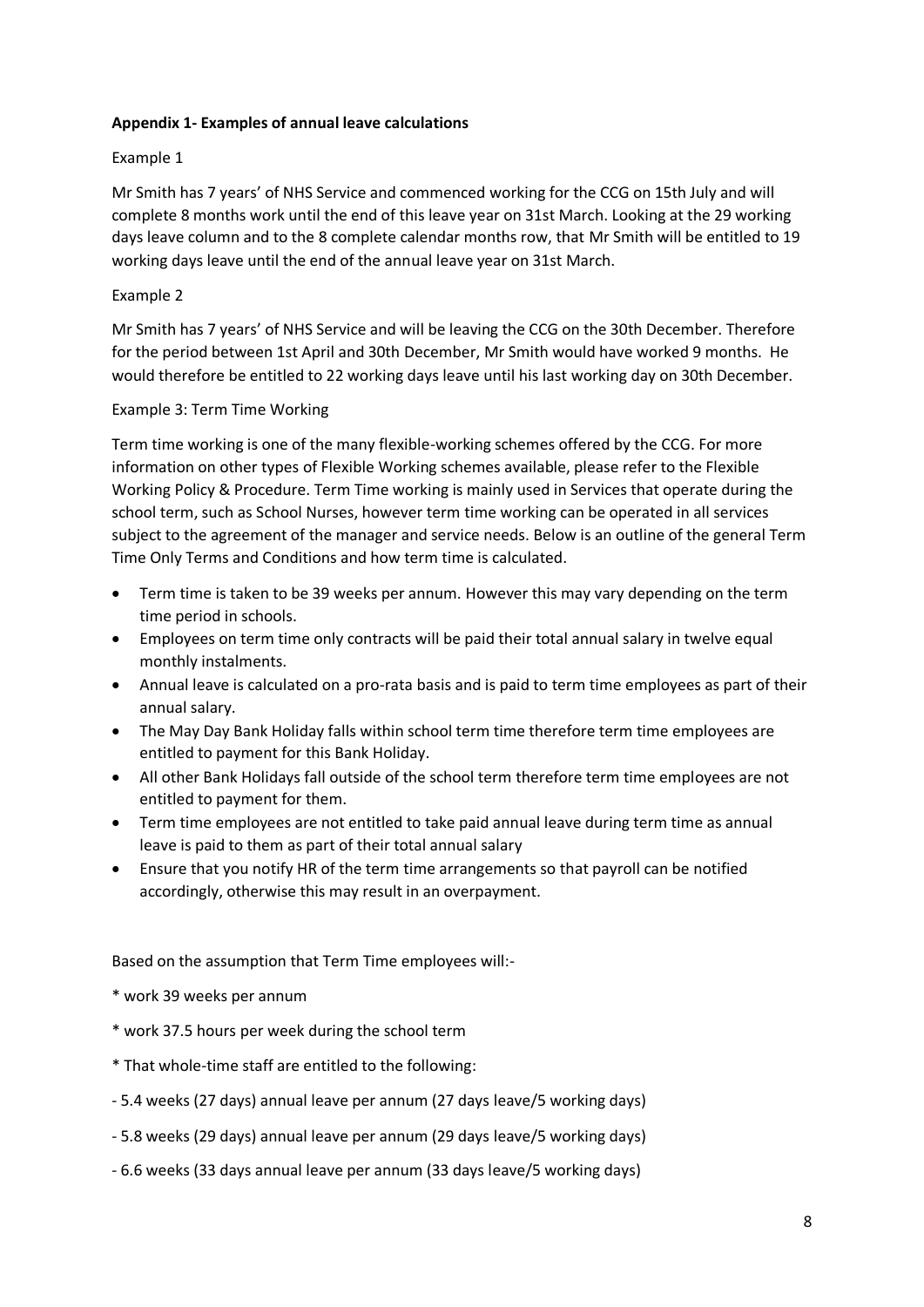**Appendix 1- Examples of annual leave calculations**

Example 1

Mr Smith has 7 years' of NHS Service and commenced working for the CCG on 15th July and will complete 8 months work until the end of this leave year on 31st March. Looking at the 29 working days leave column and to the 8 complete calendar months row, that Mr Smith will be entitled to 19 working days leave until the end of the annual leave year on 31st March.

Example 2

Mr Smith has 7 years' of NHS Service and will be leaving the CCG on the 30th December. Therefore for the period between 1st April and 30th December, Mr Smith would have worked 9 months. He would therefore be entitled to 22 working days leave until his last working day on 30th December.

Example 3: Term Time Working

Term time working is one of the many flexible-working schemes offered by the CCG. For more information on other types of Flexible Working schemes available, please refer to the Flexible Working Policy & Procedure. Term Time working is mainly used in Services that operate during the school term, such as School Nurses, however term time working can be operated in all services subject to the agreement of the manager and service needs. Below is an outline of the general Term Time Only Terms and Conditions and how term time is calculated.

- Term time is taken to be 39 weeks per annum. However this may vary depending on the term time period in schools.
- Employees on term time only contracts will be paid their total annual salary in twelve equal monthly instalments.
- Annual leave is calculated on a pro-rata basis and is paid to term time employees as part of their annual salary.
- The May Day Bank Holiday falls within school term time therefore term time employees are entitled to payment for this Bank Holiday.
- All other Bank Holidays fall outside of the school term therefore term time employees are not entitled to payment for them.
- Term time employees are not entitled to take paid annual leave during term time as annual leave is paid to them as part of their total annual salary
- Ensure that you notify HR of the term time arrangements so that payroll can be notified accordingly, otherwise this may result in an overpayment.

Based on the assumption that Term Time employees will:-

* work 39 weeks per annum

* work 37.5 hours per week during the school term

* That whole-time staff are entitled to the following:

- 5.4 weeks (27 days) annual leave per annum (27 days leave/5 working days)

- 5.8 weeks (29 days) annual leave per annum (29 days leave/5 working days)

- 6.6 weeks (33 days annual leave per annum (33 days leave/5 working days)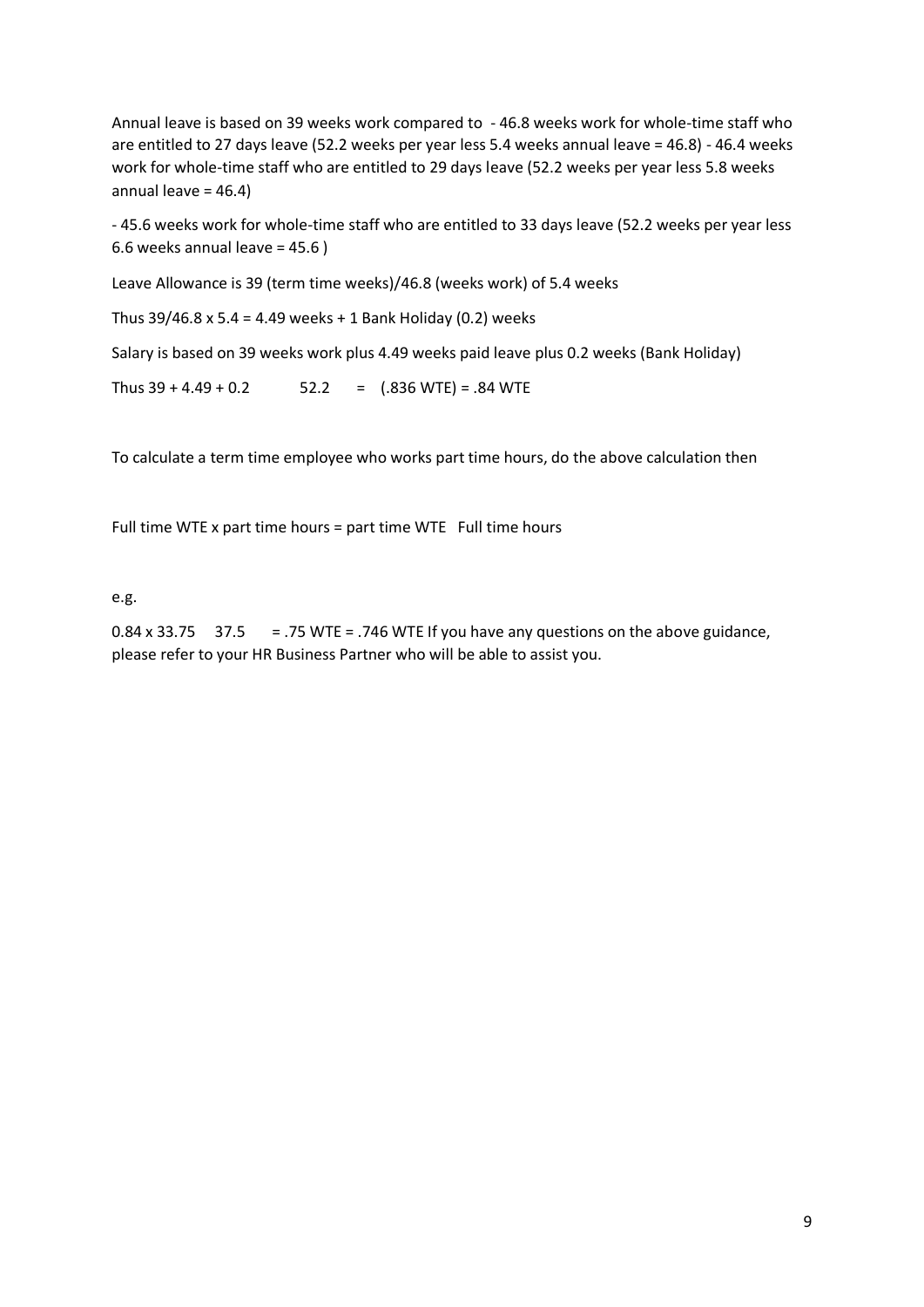Annual leave is based on 39 weeks work compared to - 46.8 weeks work for whole-time staff who are entitled to 27 days leave (52.2 weeks per year less 5.4 weeks annual leave = 46.8) - 46.4 weeks work for whole-time staff who are entitled to 29 days leave (52.2 weeks per year less 5.8 weeks annual leave = 46.4)

- 45.6 weeks work for whole-time staff who are entitled to 33 days leave (52.2 weeks per year less 6.6 weeks annual leave = 45.6 )

Leave Allowance is 39 (term time weeks)/46.8 (weeks work) of 5.4 weeks

Thus 39/46.8 x 5.4 = 4.49 weeks + 1 Bank Holiday (0.2) weeks

Salary is based on 39 weeks work plus 4.49 weeks paid leave plus 0.2 weeks (Bank Holiday)

Thus 39 + 4.49 + 0.2 52.2 = (.836 WTE) = .84 WTE

To calculate a term time employee who works part time hours, do the above calculation then

Full time WTE x part time hours = part time WTE Full time hours

e.g.

0.84 x 33.75 37.5 = .75 WTE = .746 WTE If you have any questions on the above guidance, please refer to your HR Business Partner who will be able to assist you.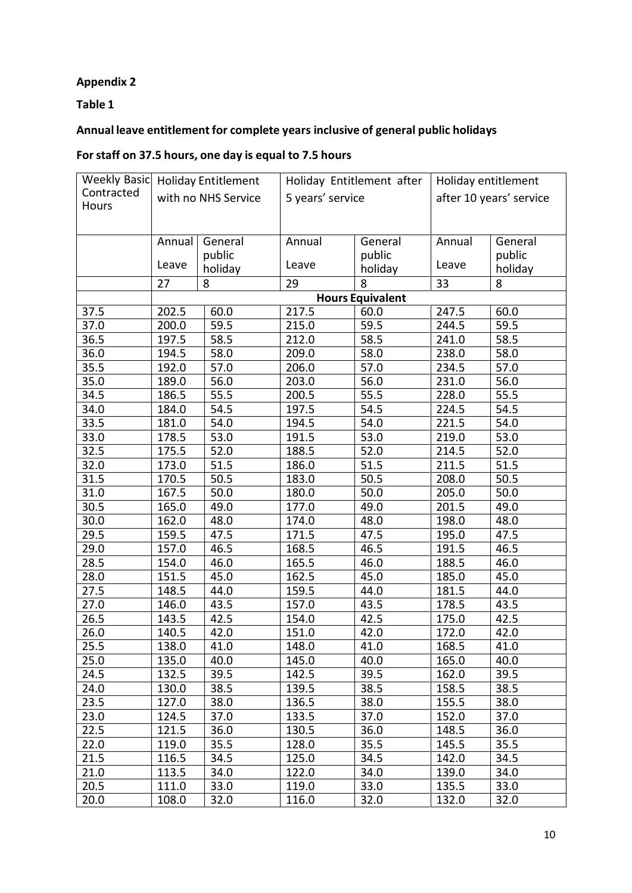**Appendix 2**

**Table 1**

**Annual leave entitlement for complete years inclusive of general public holidays**

**For staff on 37.5 hours, one day is equal to 7.5 hours**

| Weekly Basic Contracted Hours | Holiday Entitlement with no NHS Service | | Holiday Entitlement after 5 years' service | | Holiday entitlement after 10 years' service | |
|---|---|---|---|---|---|---|
| | Annual Leave | General public holiday | Annual Leave | General public holiday | Annual Leave | General public holiday |
| | 27 | 8 | 29 | 8 | 33 | 8 |
| | **Hours Equivalent** | | | | | |
| 37.5 | 202.5 | 60.0 | 217.5 | 60.0 | 247.5 | 60.0 |
| 37.0 | 200.0 | 59.5 | 215.0 | 59.5 | 244.5 | 59.5 |
| 36.5 | 197.5 | 58.5 | 212.0 | 58.5 | 241.0 | 58.5 |
| 36.0 | 194.5 | 58.0 | 209.0 | 58.0 | 238.0 | 58.0 |
| 35.5 | 192.0 | 57.0 | 206.0 | 57.0 | 234.5 | 57.0 |
| 35.0 | 189.0 | 56.0 | 203.0 | 56.0 | 231.0 | 56.0 |
| 34.5 | 186.5 | 55.5 | 200.5 | 55.5 | 228.0 | 55.5 |
| 34.0 | 184.0 | 54.5 | 197.5 | 54.5 | 224.5 | 54.5 |
| 33.5 | 181.0 | 54.0 | 194.5 | 54.0 | 221.5 | 54.0 |
| 33.0 | 178.5 | 53.0 | 191.5 | 53.0 | 219.0 | 53.0 |
| 32.5 | 175.5 | 52.0 | 188.5 | 52.0 | 214.5 | 52.0 |
| 32.0 | 173.0 | 51.5 | 186.0 | 51.5 | 211.5 | 51.5 |
| 31.5 | 170.5 | 50.5 | 183.0 | 50.5 | 208.0 | 50.5 |
| 31.0 | 167.5 | 50.0 | 180.0 | 50.0 | 205.0 | 50.0 |
| 30.5 | 165.0 | 49.0 | 177.0 | 49.0 | 201.5 | 49.0 |
| 30.0 | 162.0 | 48.0 | 174.0 | 48.0 | 198.0 | 48.0 |
| 29.5 | 159.5 | 47.5 | 171.5 | 47.5 | 195.0 | 47.5 |
| 29.0 | 157.0 | 46.5 | 168.5 | 46.5 | 191.5 | 46.5 |
| 28.5 | 154.0 | 46.0 | 165.5 | 46.0 | 188.5 | 46.0 |
| 28.0 | 151.5 | 45.0 | 162.5 | 45.0 | 185.0 | 45.0 |
| 27.5 | 148.5 | 44.0 | 159.5 | 44.0 | 181.5 | 44.0 |
| 27.0 | 146.0 | 43.5 | 157.0 | 43.5 | 178.5 | 43.5 |
| 26.5 | 143.5 | 42.5 | 154.0 | 42.5 | 175.0 | 42.5 |
| 26.0 | 140.5 | 42.0 | 151.0 | 42.0 | 172.0 | 42.0 |
| 25.5 | 138.0 | 41.0 | 148.0 | 41.0 | 168.5 | 41.0 |
| 25.0 | 135.0 | 40.0 | 145.0 | 40.0 | 165.0 | 40.0 |
| 24.5 | 132.5 | 39.5 | 142.5 | 39.5 | 162.0 | 39.5 |
| 24.0 | 130.0 | 38.5 | 139.5 | 38.5 | 158.5 | 38.5 |
| 23.5 | 127.0 | 38.0 | 136.5 | 38.0 | 155.5 | 38.0 |
| 23.0 | 124.5 | 37.0 | 133.5 | 37.0 | 152.0 | 37.0 |
| 22.5 | 121.5 | 36.0 | 130.5 | 36.0 | 148.5 | 36.0 |
| 22.0 | 119.0 | 35.5 | 128.0 | 35.5 | 145.5 | 35.5 |
| 21.5 | 116.5 | 34.5 | 125.0 | 34.5 | 142.0 | 34.5 |
| 21.0 | 113.5 | 34.0 | 122.0 | 34.0 | 139.0 | 34.0 |
| 20.5 | 111.0 | 33.0 | 119.0 | 33.0 | 135.5 | 33.0 |
| 20.0 | 108.0 | 32.0 | 116.0 | 32.0 | 132.0 | 32.0 |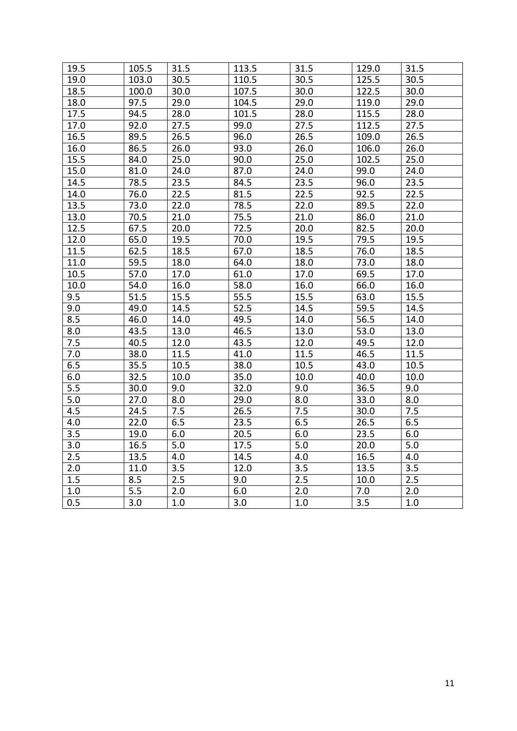| | | | | | | |
|---|---|---|---|---|---|---|
| 19.5 | 105.5 | 31.5 | 113.5 | 31.5 | 129.0 | 31.5 |
| 19.0 | 103.0 | 30.5 | 110.5 | 30.5 | 125.5 | 30.5 |
| 18.5 | 100.0 | 30.0 | 107.5 | 30.0 | 122.5 | 30.0 |
| 18.0 | 97.5 | 29.0 | 104.5 | 29.0 | 119.0 | 29.0 |
| 17.5 | 94.5 | 28.0 | 101.5 | 28.0 | 115.5 | 28.0 |
| 17.0 | 92.0 | 27.5 | 99.0 | 27.5 | 112.5 | 27.5 |
| 16.5 | 89.5 | 26.5 | 96.0 | 26.5 | 109.0 | 26.5 |
| 16.0 | 86.5 | 26.0 | 93.0 | 26.0 | 106.0 | 26.0 |
| 15.5 | 84.0 | 25.0 | 90.0 | 25.0 | 102.5 | 25.0 |
| 15.0 | 81.0 | 24.0 | 87.0 | 24.0 | 99.0 | 24.0 |
| 14.5 | 78.5 | 23.5 | 84.5 | 23.5 | 96.0 | 23.5 |
| 14.0 | 76.0 | 22.5 | 81.5 | 22.5 | 92.5 | 22.5 |
| 13.5 | 73.0 | 22.0 | 78.5 | 22.0 | 89.5 | 22.0 |
| 13.0 | 70.5 | 21.0 | 75.5 | 21.0 | 86.0 | 21.0 |
| 12.5 | 67.5 | 20.0 | 72.5 | 20.0 | 82.5 | 20.0 |
| 12.0 | 65.0 | 19.5 | 70.0 | 19.5 | 79.5 | 19.5 |
| 11.5 | 62.5 | 18.5 | 67.0 | 18.5 | 76.0 | 18.5 |
| 11.0 | 59.5 | 18.0 | 64.0 | 18.0 | 73.0 | 18.0 |
| 10.5 | 57.0 | 17.0 | 61.0 | 17.0 | 69.5 | 17.0 |
| 10.0 | 54.0 | 16.0 | 58.0 | 16.0 | 66.0 | 16.0 |
| 9.5 | 51.5 | 15.5 | 55.5 | 15.5 | 63.0 | 15.5 |
| 9.0 | 49.0 | 14.5 | 52.5 | 14.5 | 59.5 | 14.5 |
| 8.5 | 46.0 | 14.0 | 49.5 | 14.0 | 56.5 | 14.0 |
| 8.0 | 43.5 | 13.0 | 46.5 | 13.0 | 53.0 | 13.0 |
| 7.5 | 40.5 | 12.0 | 43.5 | 12.0 | 49.5 | 12.0 |
| 7.0 | 38.0 | 11.5 | 41.0 | 11.5 | 46.5 | 11.5 |
| 6.5 | 35.5 | 10.5 | 38.0 | 10.5 | 43.0 | 10.5 |
| 6.0 | 32.5 | 10.0 | 35.0 | 10.0 | 40.0 | 10.0 |
| 5.5 | 30.0 | 9.0 | 32.0 | 9.0 | 36.5 | 9.0 |
| 5.0 | 27.0 | 8.0 | 29.0 | 8.0 | 33.0 | 8.0 |
| 4.5 | 24.5 | 7.5 | 26.5 | 7.5 | 30.0 | 7.5 |
| 4.0 | 22.0 | 6.5 | 23.5 | 6.5 | 26.5 | 6.5 |
| 3.5 | 19.0 | 6.0 | 20.5 | 6.0 | 23.5 | 6.0 |
| 3.0 | 16.5 | 5.0 | 17.5 | 5.0 | 20.0 | 5.0 |
| 2.5 | 13.5 | 4.0 | 14.5 | 4.0 | 16.5 | 4.0 |
| 2.0 | 11.0 | 3.5 | 12.0 | 3.5 | 13.5 | 3.5 |
| 1.5 | 8.5 | 2.5 | 9.0 | 2.5 | 10.0 | 2.5 |
| 1.0 | 5.5 | 2.0 | 6.0 | 2.0 | 7.0 | 2.0 |
| 0.5 | 3.0 | 1.0 | 3.0 | 1.0 | 3.5 | 1.0 |